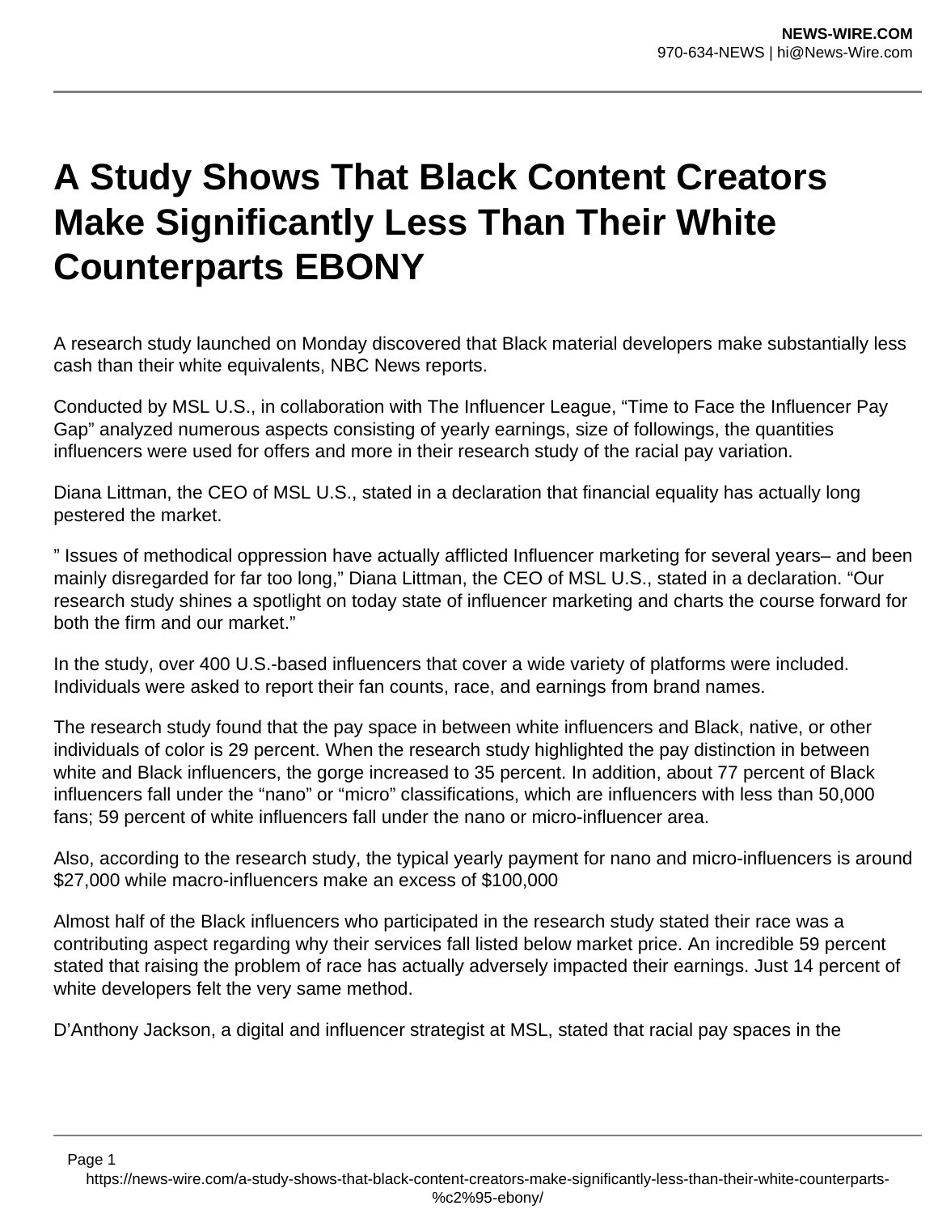# A Study Shows That Black Content Creators Make Significantly Less Than Their White Counterparts EBONY

A research study launched on Monday discovered that Black material developers make substantially less cash than their white equivalents, NBC News reports.

Conducted by MSL U.S., in collaboration with The Influencer League, "Time to Face the Influencer Pay Gap" analyzed numerous aspects consisting of yearly earnings, size of followings, the quantities influencers were used for offers and more in their research study of the racial pay variation.

Diana Littman, the CEO of MSL U.S., stated in a declaration that financial equality has actually long pestered the market.

" Issues of methodical oppression have actually afflicted Influencer marketing for several years– and been mainly disregarded for far too long," Diana Littman, the CEO of MSL U.S., stated in a declaration. "Our research study shines a spotlight on today state of influencer marketing and charts the course forward for both the firm and our market."

In the study, over 400 U.S.-based influencers that cover a wide variety of platforms were included. Individuals were asked to report their fan counts, race, and earnings from brand names.

The research study found that the pay space in between white influencers and Black, native, or other individuals of color is 29 percent. When the research study highlighted the pay distinction in between white and Black influencers, the gorge increased to 35 percent. In addition, about 77 percent of Black influencers fall under the "nano" or "micro" classifications, which are influencers with less than 50,000 fans; 59 percent of white influencers fall under the nano or micro-influencer area.

Also, according to the research study, the typical yearly payment for nano and micro-influencers is around $27,000 while macro-influencers make an excess of $100,000

Almost half of the Black influencers who participated in the research study stated their race was a contributing aspect regarding why their services fall listed below market price. An incredible 59 percent stated that raising the problem of race has actually adversely impacted their earnings. Just 14 percent of white developers felt the very same method.

D'Anthony Jackson, a digital and influencer strategist at MSL, stated that racial pay spaces in the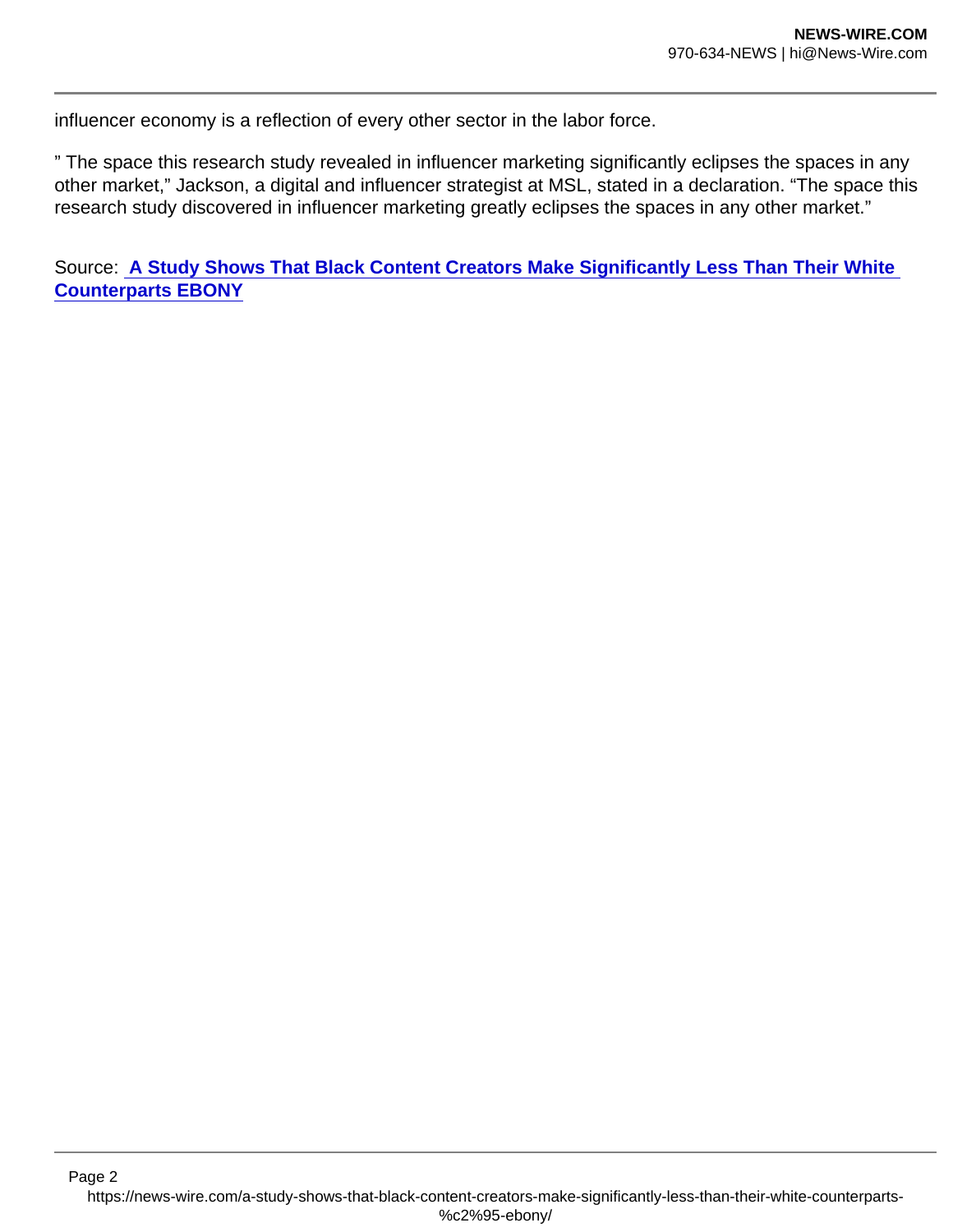influencer economy is a reflection of every other sector in the labor force.

” The space this research study revealed in influencer marketing significantly eclipses the spaces in any other market,” Jackson, a digital and influencer strategist at MSL, stated in a declaration. “The space this research study discovered in influencer marketing greatly eclipses the spaces in any other market.”

Source: **A Study Shows That Black Content Creators Make Significantly Less Than Their White Counterparts EBONY**